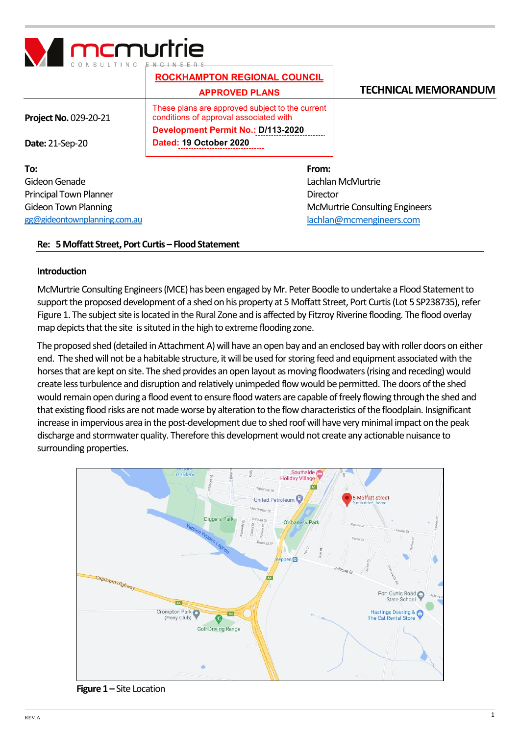mcmurtrie CONSULTING ENGINEERS

**ROCKHAMPTON REGIONAL COUNCIL**

**APPROVED PLANS**

These plans are approved subject to the current conditions of approval associated with

**Development Permit No.: D/113-2020**

**Dated: 19 October 2020**

## TECHNICAL MEMORANDUM

**Project No.** 029-20-21

**Date:** 21-Sep-20

| **To:** | **From:** |
|---|---|
| Gideon Genade | Lachlan McMurtrie |
| Principal Town Planner | Director |
| Gideon Town Planning | McMurtrie Consulting Engineers |
| gg@gideontownplanning.com.au | lachlan@mcmengineers.com |

**Re: 5 Moffatt Street, Port Curtis – Flood Statement**

### Introduction

McMurtrie Consulting Engineers (MCE) has been engaged by Mr. Peter Boodle to undertake a Flood Statement to support the proposed development of a shed on his property at 5 Moffatt Street, Port Curtis (Lot 5 SP238735), refer Figure 1. The subject site is located in the Rural Zone and is affected by Fitzroy Riverine flooding. The flood overlay map depicts that the site is situted in the high to extreme flooding zone.

The proposed shed (detailed in Attachment A) will have an open bay and an enclosed bay with roller doors on either end. The shed will not be a habitable structure, it will be used for storing feed and equipment associated with the horses that are kept on site. The shed provides an open layout as moving floodwaters (rising and receding) would create less turbulence and disruption and relatively unimpeded flow would be permitted. The doors of the shed would remain open during a flood event to ensure flood waters are capable of freely flowing through the shed and that existing flood risks are not made worse by alteration to the flow characteristics of the floodplain. Insignificant increase in impervious area in the post-development due to shed roof will have very minimal impact on the peak discharge and stormwater quality. Therefore this development would not create any actionable nuisance to surrounding properties.

**Figure 1 –** Site Location

REV A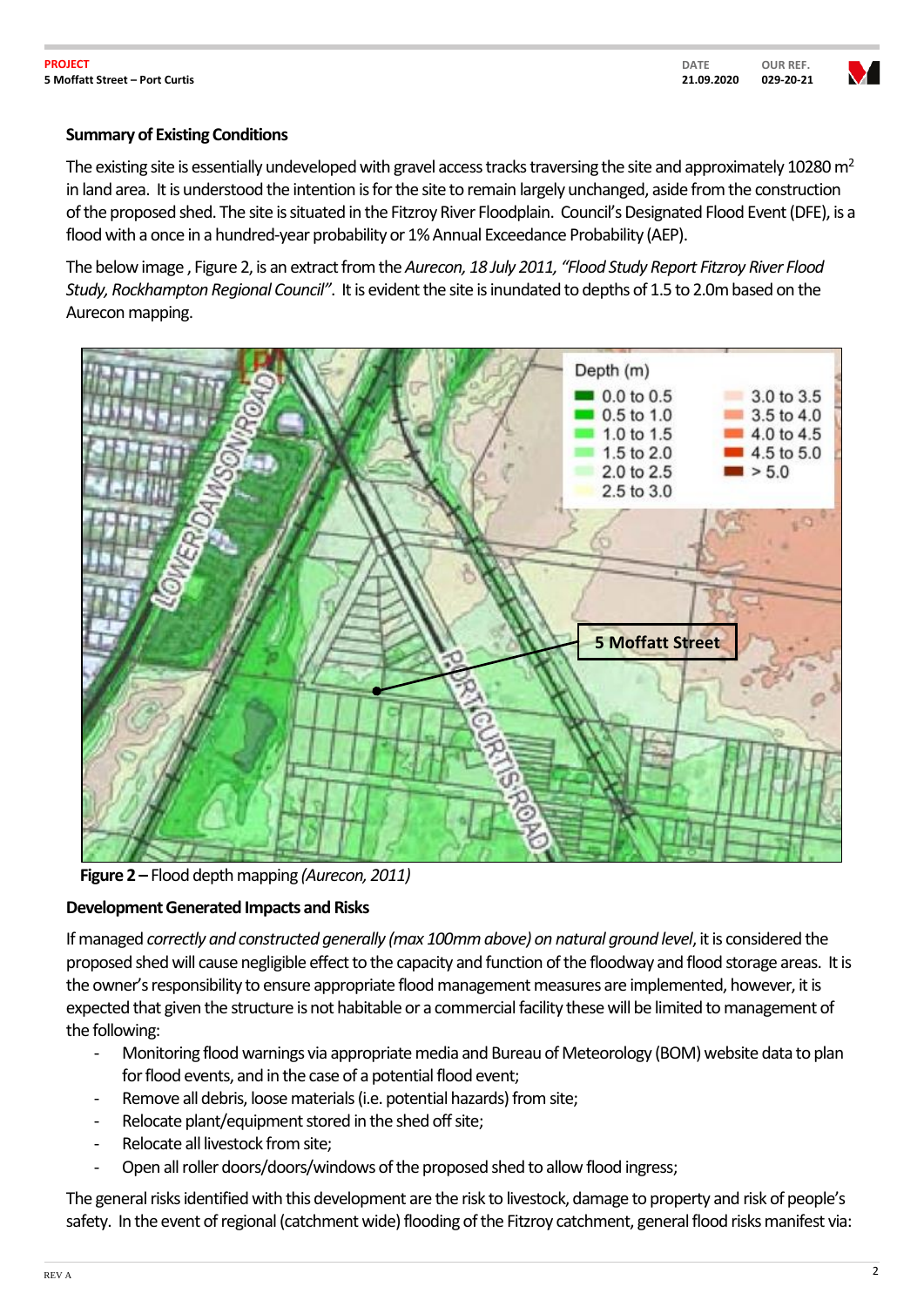**Summary of Existing Conditions**

The existing site is essentially undeveloped with gravel access tracks traversing the site and approximately 10280 $m^2$ in land area. It is understood the intention is for the site to remain largely unchanged, aside from the construction of the proposed shed. The site is situated in the Fitzroy River Floodplain. Council's Designated Flood Event (DFE), is a flood with a once in a hundred-year probability or 1% Annual Exceedance Probability (AEP).

The below image , Figure 2, is an extract from the *Aurecon, 18 July 2011, "Flood Study Report Fitzroy River Flood Study, Rockhampton Regional Council"*. It is evident the site is inundated to depths of 1.5 to 2.0m based on the Aurecon mapping.

**Figure 2 –** Flood depth mapping *(Aurecon, 2011)*

**Development Generated Impacts and Risks**

If managed *correctly and constructed generally (max 100mm above) on natural ground level*, it is considered the proposed shed will cause negligible effect to the capacity and function of the floodway and flood storage areas. It is the owner's responsibility to ensure appropriate flood management measures are implemented, however, it is expected that given the structure is not habitable or a commercial facility these will be limited to management of the following:

- Monitoring flood warnings via appropriate media and Bureau of Meteorology (BOM) website data to plan for flood events, and in the case of a potential flood event;
- Remove all debris, loose materials (i.e. potential hazards) from site;
- Relocate plant/equipment stored in the shed off site;
- Relocate all livestock from site;
- Open all roller doors/doors/windows of the proposed shed to allow flood ingress;

The general risks identified with this development are the risk to livestock, damage to property and risk of people's safety. In the event of regional (catchment wide) flooding of the Fitzroy catchment, general flood risks manifest via: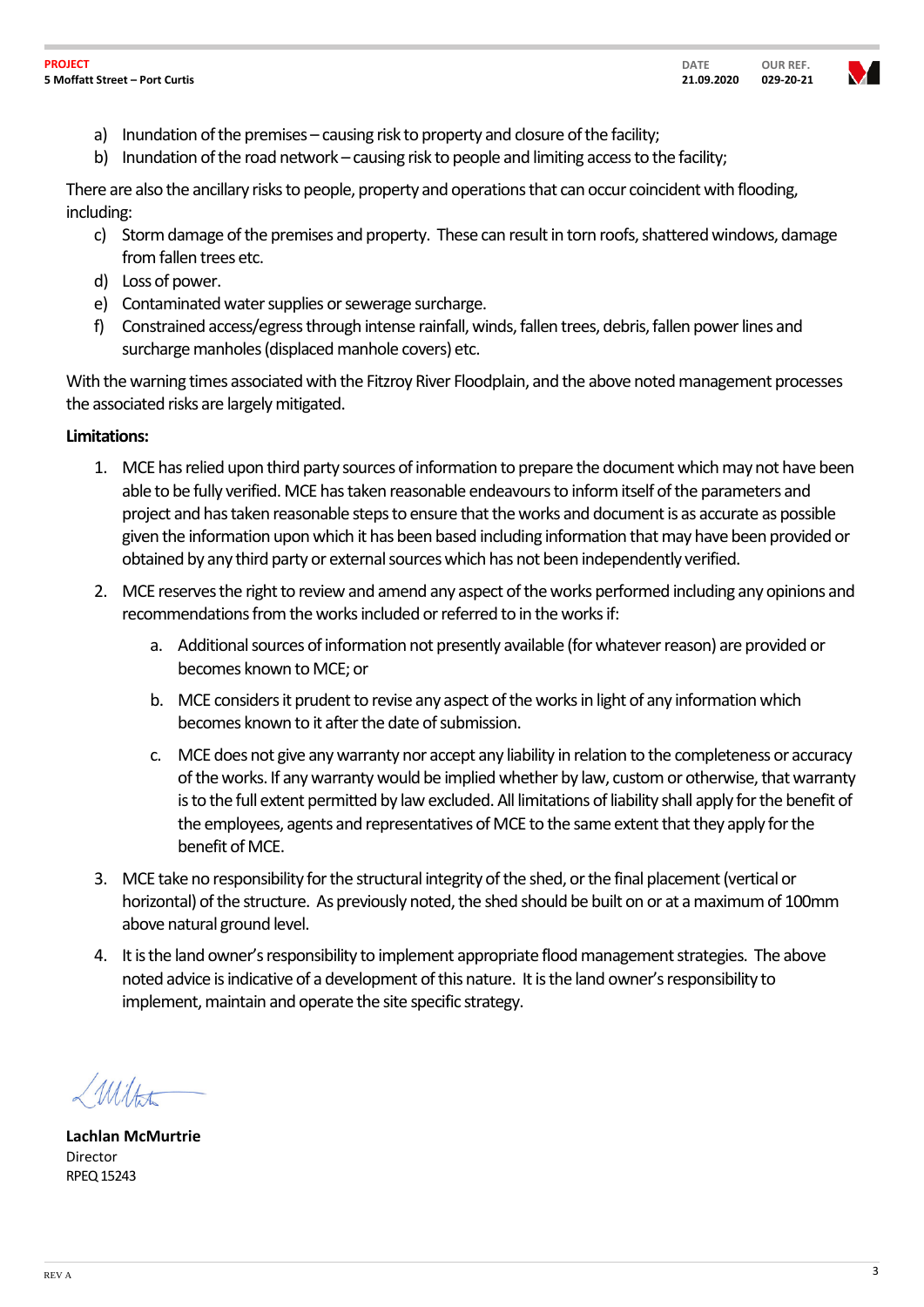a) Inundation of the premises – causing risk to property and closure of the facility;
b) Inundation of the road network – causing risk to people and limiting access to the facility;

There are also the ancillary risks to people, property and operations that can occur coincident with flooding, including:

c) Storm damage of the premises and property. These can result in torn roofs, shattered windows, damage from fallen trees etc.
d) Loss of power.
e) Contaminated water supplies or sewerage surcharge.
f) Constrained access/egress through intense rainfall, winds, fallen trees, debris, fallen power lines and surcharge manholes (displaced manhole covers) etc.

With the warning times associated with the Fitzroy River Floodplain, and the above noted management processes the associated risks are largely mitigated.

**Limitations:**

1. MCE has relied upon third party sources of information to prepare the document which may not have been able to be fully verified. MCE has taken reasonable endeavours to inform itself of the parameters and project and has taken reasonable steps to ensure that the works and document is as accurate as possible given the information upon which it has been based including information that may have been provided or obtained by any third party or external sources which has not been independently verified.
2. MCE reserves the right to review and amend any aspect of the works performed including any opinions and recommendations from the works included or referred to in the works if:
   a. Additional sources of information not presently available (for whatever reason) are provided or becomes known to MCE; or
   b. MCE considers it prudent to revise any aspect of the works in light of any information which becomes known to it after the date of submission.
   c. MCE does not give any warranty nor accept any liability in relation to the completeness or accuracy of the works. If any warranty would be implied whether by law, custom or otherwise, that warranty is to the full extent permitted by law excluded. All limitations of liability shall apply for the benefit of the employees, agents and representatives of MCE to the same extent that they apply for the benefit of MCE.
3. MCE take no responsibility for the structural integrity of the shed, or the final placement (vertical or horizontal) of the structure. As previously noted, the shed should be built on or at a maximum of 100mm above natural ground level.
4. It is the land owner's responsibility to implement appropriate flood management strategies. The above noted advice is indicative of a development of this nature. It is the land owner's responsibility to implement, maintain and operate the site specific strategy.

**Lachlan McMurtrie**
Director
RPEQ 15243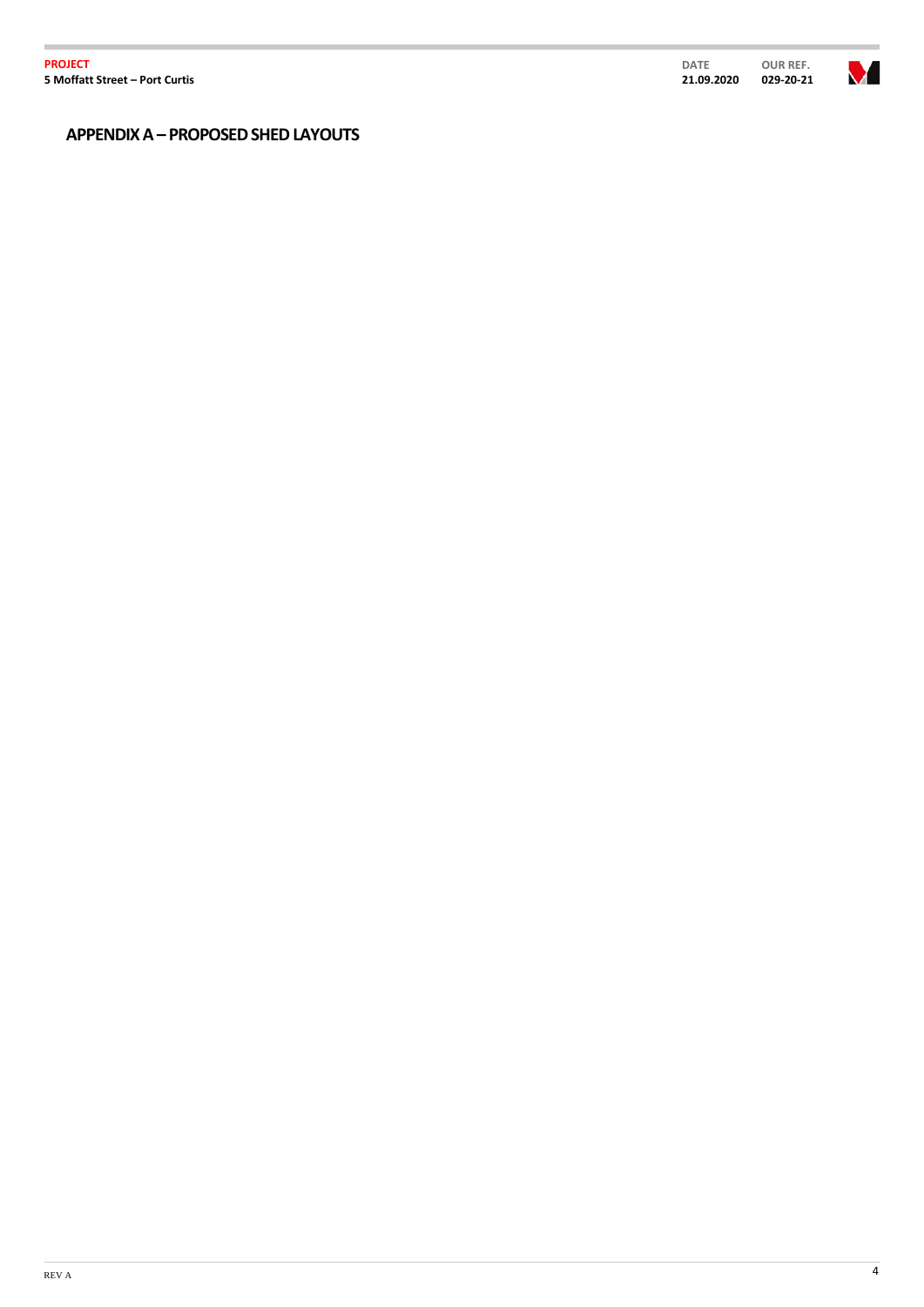## APPENDIX A – PROPOSED SHED LAYOUTS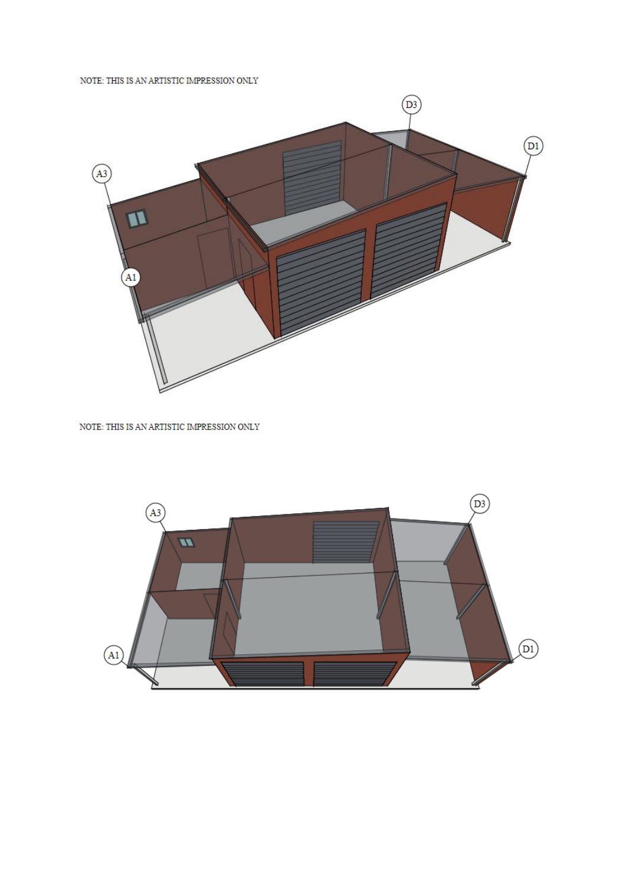NOTE: THIS IS AN ARTISTIC IMPRESSION ONLY

NOTE: THIS IS AN ARTISTIC IMPRESSION ONLY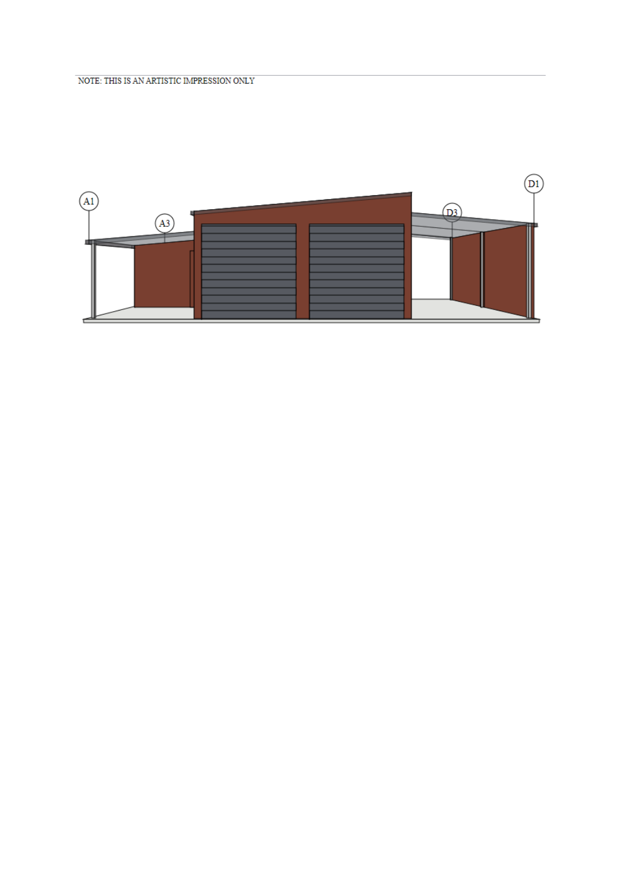NOTE: THIS IS AN ARTISTIC IMPRESSION ONLY

A1

A3

D3

D1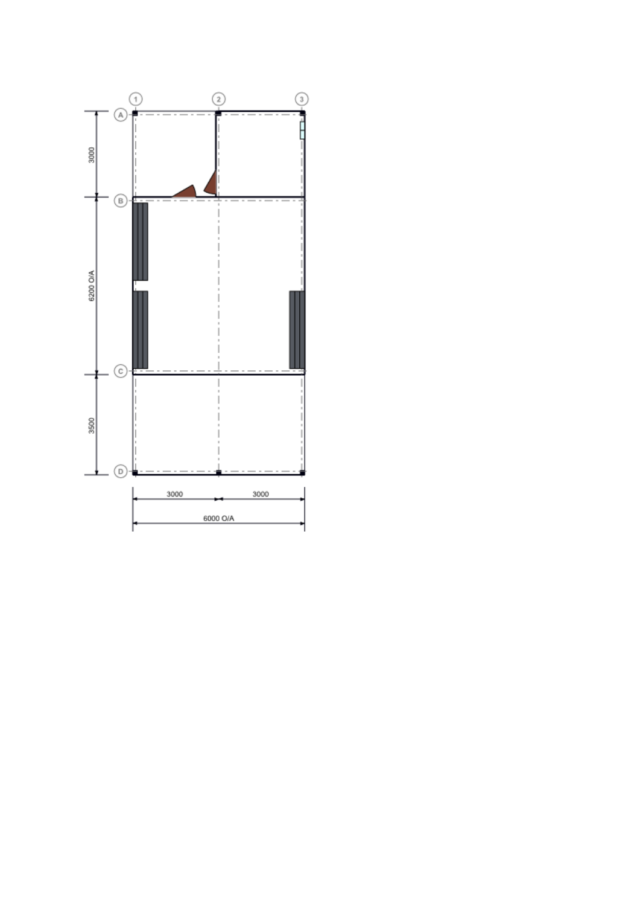1 2 3

A

B

C

D

3000

6200 O/A

3500

3000 3000

6000 O/A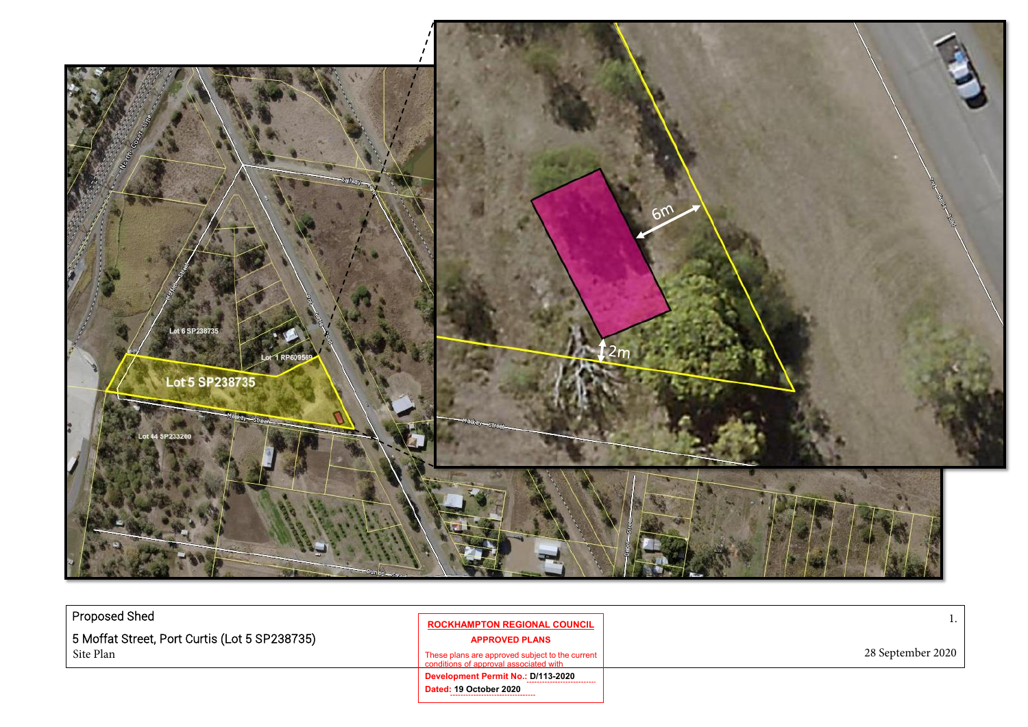Lot 6 SP238735

Lot 1 RP609569

Lot 5 SP238735

Lot 44 SP233260

North Coast Line

Moffat Street

Railway Street

Port Curtis Road

Malkay Street

Dunlop Street

6m

2m

Proposed Shed

5 Moffat Street, Port Curtis (Lot 5 SP238735)

Site Plan

**ROCKHAMPTON REGIONAL COUNCIL**

**APPROVED PLANS**

These plans are approved subject to the current conditions of approval associated with

**Development Permit No.: D/113-2020**

**Dated: 19 October 2020**

1.

28 September 2020